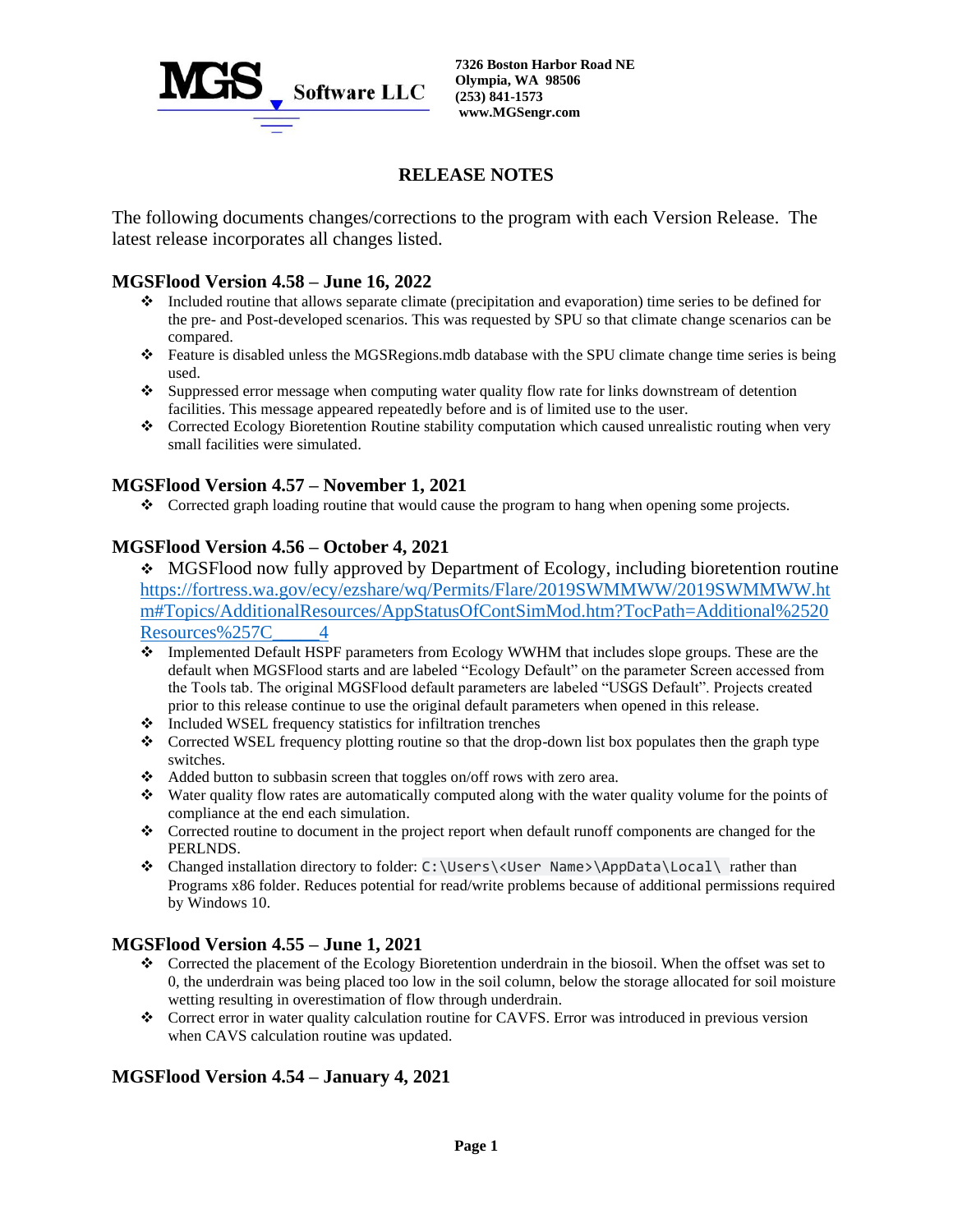MGS Software LLC

**7326 Boston Harbor Road NE**
**Olympia, WA 98506**
**(253) 841-1573**
**www.MGSengr.com**

# RELEASE NOTES

The following documents changes/corrections to the program with each Version Release. The latest release incorporates all changes listed.

## MGSFlood Version 4.58 – June 16, 2022

- Included routine that allows separate climate (precipitation and evaporation) time series to be defined for the pre- and Post-developed scenarios. This was requested by SPU so that climate change scenarios can be compared.
- Feature is disabled unless the MGSRegions.mdb database with the SPU climate change time series is being used.
- Suppressed error message when computing water quality flow rate for links downstream of detention facilities. This message appeared repeatedly before and is of limited use to the user.
- Corrected Ecology Bioretention Routine stability computation which caused unrealistic routing when very small facilities were simulated.

## MGSFlood Version 4.57 – November 1, 2021

- Corrected graph loading routine that would cause the program to hang when opening some projects.

## MGSFlood Version 4.56 – October 4, 2021

- MGSFlood now fully approved by Department of Ecology, including bioretention routine https://fortress.wa.gov/ecy/ezshare/wq/Permits/Flare/2019SWMMWW/2019SWMMWW.htm#Topics/AdditionalResources/AppStatusOfContSimMod.htm?TocPath=Additional%2520Resources%257C_____4
- Implemented Default HSPF parameters from Ecology WWHM that includes slope groups. These are the default when MGSFlood starts and are labeled "Ecology Default" on the parameter Screen accessed from the Tools tab. The original MGSFlood default parameters are labeled "USGS Default". Projects created prior to this release continue to use the original default parameters when opened in this release.
- Included WSEL frequency statistics for infiltration trenches
- Corrected WSEL frequency plotting routine so that the drop-down list box populates then the graph type switches.
- Added button to subbasin screen that toggles on/off rows with zero area.
- Water quality flow rates are automatically computed along with the water quality volume for the points of compliance at the end each simulation.
- Corrected routine to document in the project report when default runoff components are changed for the PERLNDS.
- Changed installation directory to folder: `C:\Users\<User Name>\AppData\Local\` rather than Programs x86 folder. Reduces potential for read/write problems because of additional permissions required by Windows 10.

## MGSFlood Version 4.55 – June 1, 2021

- Corrected the placement of the Ecology Bioretention underdrain in the biosoil. When the offset was set to 0, the underdrain was being placed too low in the soil column, below the storage allocated for soil moisture wetting resulting in overestimation of flow through underdrain.
- Correct error in water quality calculation routine for CAVFS. Error was introduced in previous version when CAVS calculation routine was updated.

## MGSFlood Version 4.54 – January 4, 2021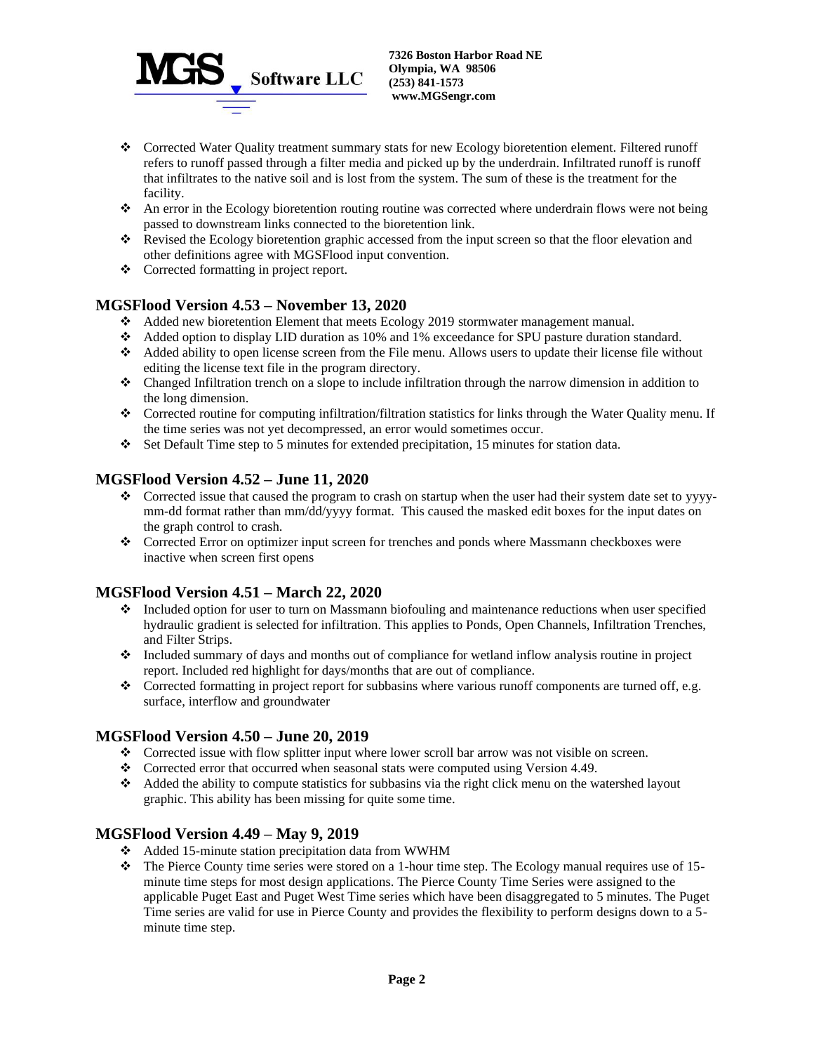- Corrected Water Quality treatment summary stats for new Ecology bioretention element. Filtered runoff refers to runoff passed through a filter media and picked up by the underdrain. Infiltrated runoff is runoff that infiltrates to the native soil and is lost from the system. The sum of these is the treatment for the facility.
- An error in the Ecology bioretention routing routine was corrected where underdrain flows were not being passed to downstream links connected to the bioretention link.
- Revised the Ecology bioretention graphic accessed from the input screen so that the floor elevation and other definitions agree with MGSFlood input convention.
- Corrected formatting in project report.

## MGSFlood Version 4.53 – November 13, 2020

- Added new bioretention Element that meets Ecology 2019 stormwater management manual.
- Added option to display LID duration as 10% and 1% exceedance for SPU pasture duration standard.
- Added ability to open license screen from the File menu. Allows users to update their license file without editing the license text file in the program directory.
- Changed Infiltration trench on a slope to include infiltration through the narrow dimension in addition to the long dimension.
- Corrected routine for computing infiltration/filtration statistics for links through the Water Quality menu. If the time series was not yet decompressed, an error would sometimes occur.
- Set Default Time step to 5 minutes for extended precipitation, 15 minutes for station data.

## MGSFlood Version 4.52 – June 11, 2020

- Corrected issue that caused the program to crash on startup when the user had their system date set to yyyy-mm-dd format rather than mm/dd/yyyy format. This caused the masked edit boxes for the input dates on the graph control to crash.
- Corrected Error on optimizer input screen for trenches and ponds where Massmann checkboxes were inactive when screen first opens

## MGSFlood Version 4.51 – March 22, 2020

- Included option for user to turn on Massmann biofouling and maintenance reductions when user specified hydraulic gradient is selected for infiltration. This applies to Ponds, Open Channels, Infiltration Trenches, and Filter Strips.
- Included summary of days and months out of compliance for wetland inflow analysis routine in project report. Included red highlight for days/months that are out of compliance.
- Corrected formatting in project report for subbasins where various runoff components are turned off, e.g. surface, interflow and groundwater

## MGSFlood Version 4.50 – June 20, 2019

- Corrected issue with flow splitter input where lower scroll bar arrow was not visible on screen.
- Corrected error that occurred when seasonal stats were computed using Version 4.49.
- Added the ability to compute statistics for subbasins via the right click menu on the watershed layout graphic. This ability has been missing for quite some time.

## MGSFlood Version 4.49 – May 9, 2019

- Added 15-minute station precipitation data from WWHM
- The Pierce County time series were stored on a 1-hour time step. The Ecology manual requires use of 15-minute time steps for most design applications. The Pierce County Time Series were assigned to the applicable Puget East and Puget West Time series which have been disaggregated to 5 minutes. The Puget Time series are valid for use in Pierce County and provides the flexibility to perform designs down to a 5-minute time step.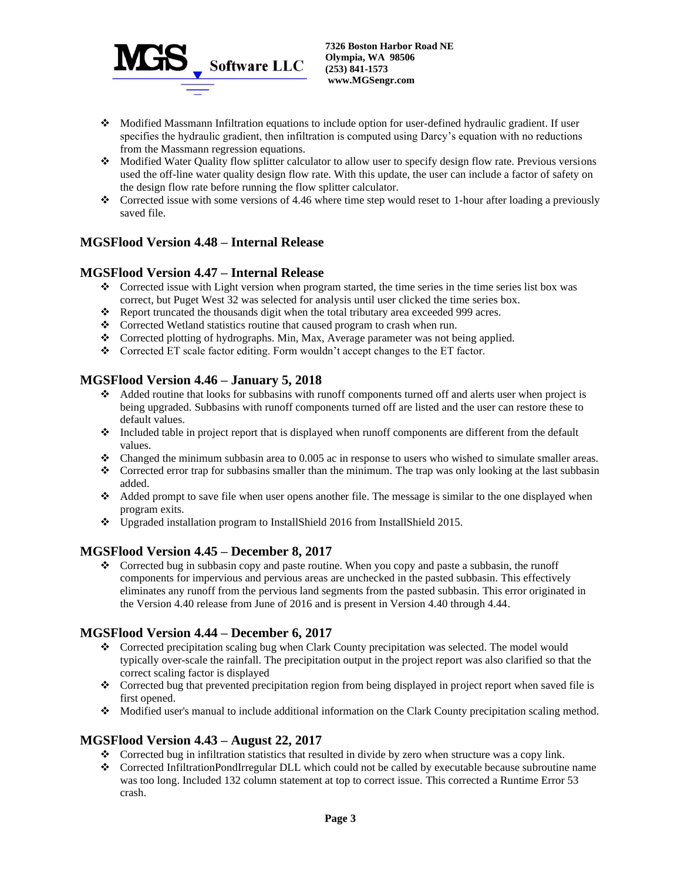- Modified Massmann Infiltration equations to include option for user-defined hydraulic gradient. If user specifies the hydraulic gradient, then infiltration is computed using Darcy's equation with no reductions from the Massmann regression equations.
- Modified Water Quality flow splitter calculator to allow user to specify design flow rate. Previous versions used the off-line water quality design flow rate. With this update, the user can include a factor of safety on the design flow rate before running the flow splitter calculator.
- Corrected issue with some versions of 4.46 where time step would reset to 1-hour after loading a previously saved file.

### MGSFlood Version 4.48 – Internal Release

### MGSFlood Version 4.47 – Internal Release

- Corrected issue with Light version when program started, the time series in the time series list box was correct, but Puget West 32 was selected for analysis until user clicked the time series box.
- Report truncated the thousands digit when the total tributary area exceeded 999 acres.
- Corrected Wetland statistics routine that caused program to crash when run.
- Corrected plotting of hydrographs. Min, Max, Average parameter was not being applied.
- Corrected ET scale factor editing. Form wouldn't accept changes to the ET factor.

### MGSFlood Version 4.46 – January 5, 2018

- Added routine that looks for subbasins with runoff components turned off and alerts user when project is being upgraded. Subbasins with runoff components turned off are listed and the user can restore these to default values.
- Included table in project report that is displayed when runoff components are different from the default values.
- Changed the minimum subbasin area to 0.005 ac in response to users who wished to simulate smaller areas.
- Corrected error trap for subbasins smaller than the minimum. The trap was only looking at the last subbasin added.
- Added prompt to save file when user opens another file. The message is similar to the one displayed when program exits.
- Upgraded installation program to InstallShield 2016 from InstallShield 2015.

### MGSFlood Version 4.45 – December 8, 2017

- Corrected bug in subbasin copy and paste routine. When you copy and paste a subbasin, the runoff components for impervious and pervious areas are unchecked in the pasted subbasin. This effectively eliminates any runoff from the pervious land segments from the pasted subbasin. This error originated in the Version 4.40 release from June of 2016 and is present in Version 4.40 through 4.44.

### MGSFlood Version 4.44 – December 6, 2017

- Corrected precipitation scaling bug when Clark County precipitation was selected. The model would typically over-scale the rainfall. The precipitation output in the project report was also clarified so that the correct scaling factor is displayed
- Corrected bug that prevented precipitation region from being displayed in project report when saved file is first opened.
- Modified user's manual to include additional information on the Clark County precipitation scaling method.

### MGSFlood Version 4.43 – August 22, 2017

- Corrected bug in infiltration statistics that resulted in divide by zero when structure was a copy link.
- Corrected InfiltrationPondIrregular DLL which could not be called by executable because subroutine name was too long. Included 132 column statement at top to correct issue. This corrected a Runtime Error 53 crash.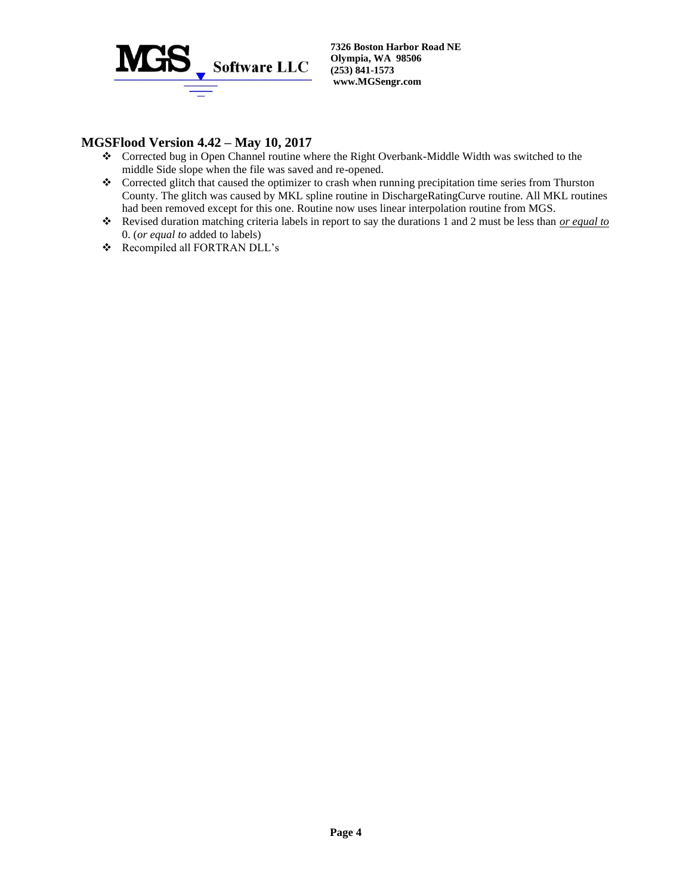## MGSFlood Version 4.42 – May 10, 2017

- Corrected bug in Open Channel routine where the Right Overbank-Middle Width was switched to the middle Side slope when the file was saved and re-opened.
- Corrected glitch that caused the optimizer to crash when running precipitation time series from Thurston County. The glitch was caused by MKL spline routine in DischargeRatingCurve routine. All MKL routines had been removed except for this one. Routine now uses linear interpolation routine from MGS.
- Revised duration matching criteria labels in report to say the durations 1 and 2 must be less than *or equal to* 0. (*or equal to* added to labels)
- Recompiled all FORTRAN DLL's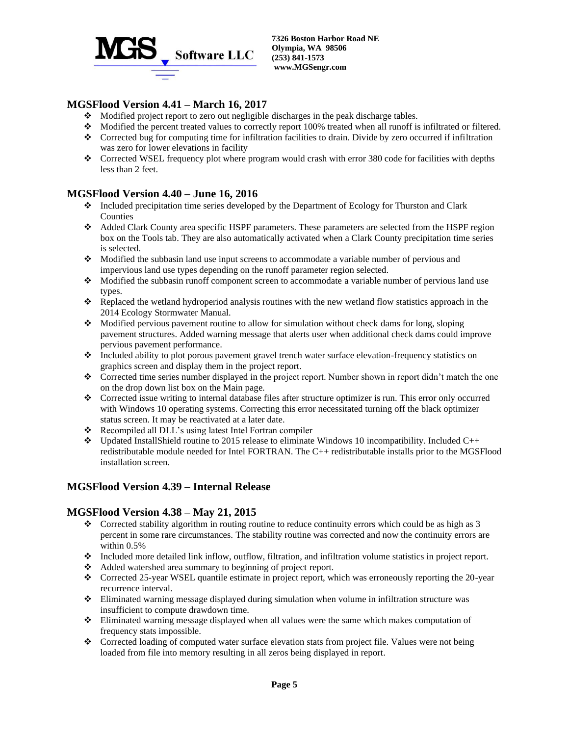## MGSFlood Version 4.41 – March 16, 2017

- Modified project report to zero out negligible discharges in the peak discharge tables.
- Modified the percent treated values to correctly report 100% treated when all runoff is infiltrated or filtered.
- Corrected bug for computing time for infiltration facilities to drain. Divide by zero occurred if infiltration was zero for lower elevations in facility
- Corrected WSEL frequency plot where program would crash with error 380 code for facilities with depths less than 2 feet.

## MGSFlood Version 4.40 – June 16, 2016

- Included precipitation time series developed by the Department of Ecology for Thurston and Clark Counties
- Added Clark County area specific HSPF parameters. These parameters are selected from the HSPF region box on the Tools tab. They are also automatically activated when a Clark County precipitation time series is selected.
- Modified the subbasin land use input screens to accommodate a variable number of pervious and impervious land use types depending on the runoff parameter region selected.
- Modified the subbasin runoff component screen to accommodate a variable number of pervious land use types.
- Replaced the wetland hydroperiod analysis routines with the new wetland flow statistics approach in the 2014 Ecology Stormwater Manual.
- Modified pervious pavement routine to allow for simulation without check dams for long, sloping pavement structures. Added warning message that alerts user when additional check dams could improve pervious pavement performance.
- Included ability to plot porous pavement gravel trench water surface elevation-frequency statistics on graphics screen and display them in the project report.
- Corrected time series number displayed in the project report. Number shown in report didn't match the one on the drop down list box on the Main page.
- Corrected issue writing to internal database files after structure optimizer is run. This error only occurred with Windows 10 operating systems. Correcting this error necessitated turning off the black optimizer status screen. It may be reactivated at a later date.
- Recompiled all DLL's using latest Intel Fortran compiler
- Updated InstallShield routine to 2015 release to eliminate Windows 10 incompatibility. Included C++ redistributable module needed for Intel FORTRAN. The C++ redistributable installs prior to the MGSFlood installation screen.

## MGSFlood Version 4.39 – Internal Release

## MGSFlood Version 4.38 – May 21, 2015

- Corrected stability algorithm in routing routine to reduce continuity errors which could be as high as 3 percent in some rare circumstances. The stability routine was corrected and now the continuity errors are within 0.5%
- Included more detailed link inflow, outflow, filtration, and infiltration volume statistics in project report.
- Added watershed area summary to beginning of project report.
- Corrected 25-year WSEL quantile estimate in project report, which was erroneously reporting the 20-year recurrence interval.
- Eliminated warning message displayed during simulation when volume in infiltration structure was insufficient to compute drawdown time.
- Eliminated warning message displayed when all values were the same which makes computation of frequency stats impossible.
- Corrected loading of computed water surface elevation stats from project file. Values were not being loaded from file into memory resulting in all zeros being displayed in report.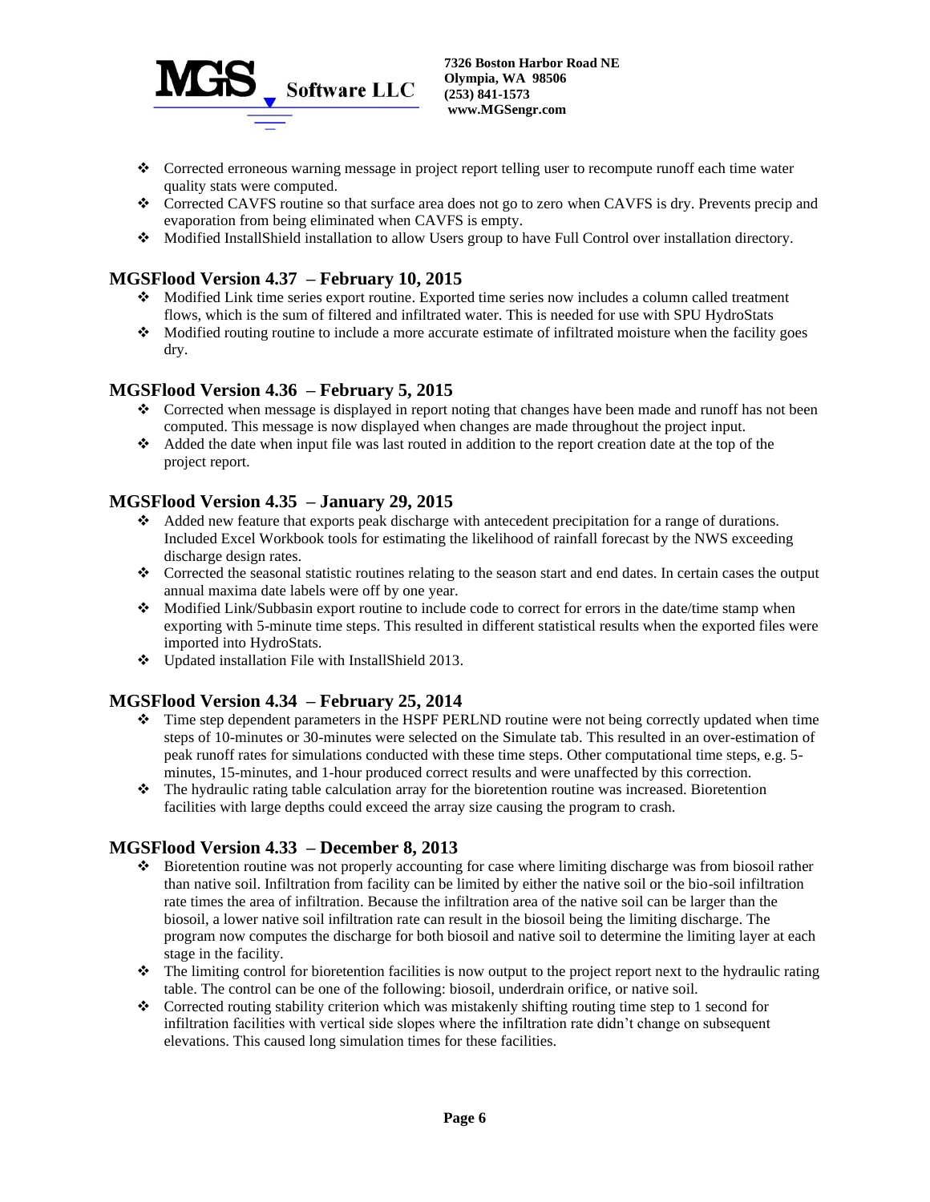- Corrected erroneous warning message in project report telling user to recompute runoff each time water quality stats were computed.
- Corrected CAVFS routine so that surface area does not go to zero when CAVFS is dry. Prevents precip and evaporation from being eliminated when CAVFS is empty.
- Modified InstallShield installation to allow Users group to have Full Control over installation directory.

## MGSFlood Version 4.37 – February 10, 2015

- Modified Link time series export routine. Exported time series now includes a column called treatment flows, which is the sum of filtered and infiltrated water. This is needed for use with SPU HydroStats
- Modified routing routine to include a more accurate estimate of infiltrated moisture when the facility goes dry.

## MGSFlood Version 4.36 – February 5, 2015

- Corrected when message is displayed in report noting that changes have been made and runoff has not been computed. This message is now displayed when changes are made throughout the project input.
- Added the date when input file was last routed in addition to the report creation date at the top of the project report.

## MGSFlood Version 4.35 – January 29, 2015

- Added new feature that exports peak discharge with antecedent precipitation for a range of durations. Included Excel Workbook tools for estimating the likelihood of rainfall forecast by the NWS exceeding discharge design rates.
- Corrected the seasonal statistic routines relating to the season start and end dates. In certain cases the output annual maxima date labels were off by one year.
- Modified Link/Subbasin export routine to include code to correct for errors in the date/time stamp when exporting with 5-minute time steps. This resulted in different statistical results when the exported files were imported into HydroStats.
- Updated installation File with InstallShield 2013.

## MGSFlood Version 4.34 – February 25, 2014

- Time step dependent parameters in the HSPF PERLND routine were not being correctly updated when time steps of 10-minutes or 30-minutes were selected on the Simulate tab. This resulted in an over-estimation of peak runoff rates for simulations conducted with these time steps. Other computational time steps, e.g. 5-minutes, 15-minutes, and 1-hour produced correct results and were unaffected by this correction.
- The hydraulic rating table calculation array for the bioretention routine was increased. Bioretention facilities with large depths could exceed the array size causing the program to crash.

## MGSFlood Version 4.33 – December 8, 2013

- Bioretention routine was not properly accounting for case where limiting discharge was from biosoil rather than native soil. Infiltration from facility can be limited by either the native soil or the bio-soil infiltration rate times the area of infiltration. Because the infiltration area of the native soil can be larger than the biosoil, a lower native soil infiltration rate can result in the biosoil being the limiting discharge. The program now computes the discharge for both biosoil and native soil to determine the limiting layer at each stage in the facility.
- The limiting control for bioretention facilities is now output to the project report next to the hydraulic rating table. The control can be one of the following: biosoil, underdrain orifice, or native soil.
- Corrected routing stability criterion which was mistakenly shifting routing time step to 1 second for infiltration facilities with vertical side slopes where the infiltration rate didn't change on subsequent elevations. This caused long simulation times for these facilities.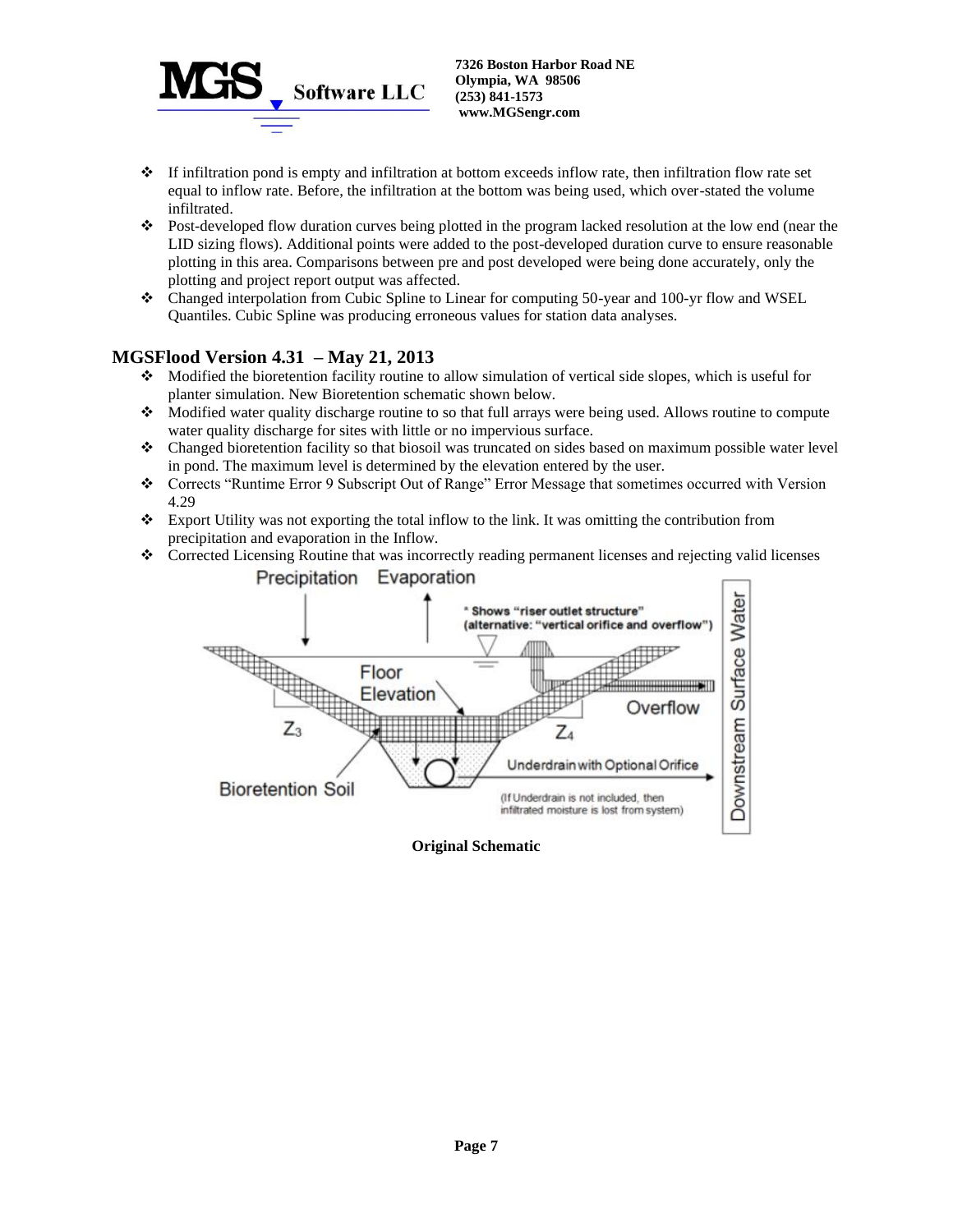- If infiltration pond is empty and infiltration at bottom exceeds inflow rate, then infiltration flow rate set equal to inflow rate. Before, the infiltration at the bottom was being used, which over-stated the volume infiltrated.
- Post-developed flow duration curves being plotted in the program lacked resolution at the low end (near the LID sizing flows). Additional points were added to the post-developed duration curve to ensure reasonable plotting in this area. Comparisons between pre and post developed were being done accurately, only the plotting and project report output was affected.
- Changed interpolation from Cubic Spline to Linear for computing 50-year and 100-yr flow and WSEL Quantiles. Cubic Spline was producing erroneous values for station data analyses.

## MGSFlood Version 4.31 – May 21, 2013

- Modified the bioretention facility routine to allow simulation of vertical side slopes, which is useful for planter simulation. New Bioretention schematic shown below.
- Modified water quality discharge routine to so that full arrays were being used. Allows routine to compute water quality discharge for sites with little or no impervious surface.
- Changed bioretention facility so that biosoil was truncated on sides based on maximum possible water level in pond. The maximum level is determined by the elevation entered by the user.
- Corrects "Runtime Error 9 Subscript Out of Range" Error Message that sometimes occurred with Version 4.29
- Export Utility was not exporting the total inflow to the link. It was omitting the contribution from precipitation and evaporation in the Inflow.
- Corrected Licensing Routine that was incorrectly reading permanent licenses and rejecting valid licenses

**Original Schematic**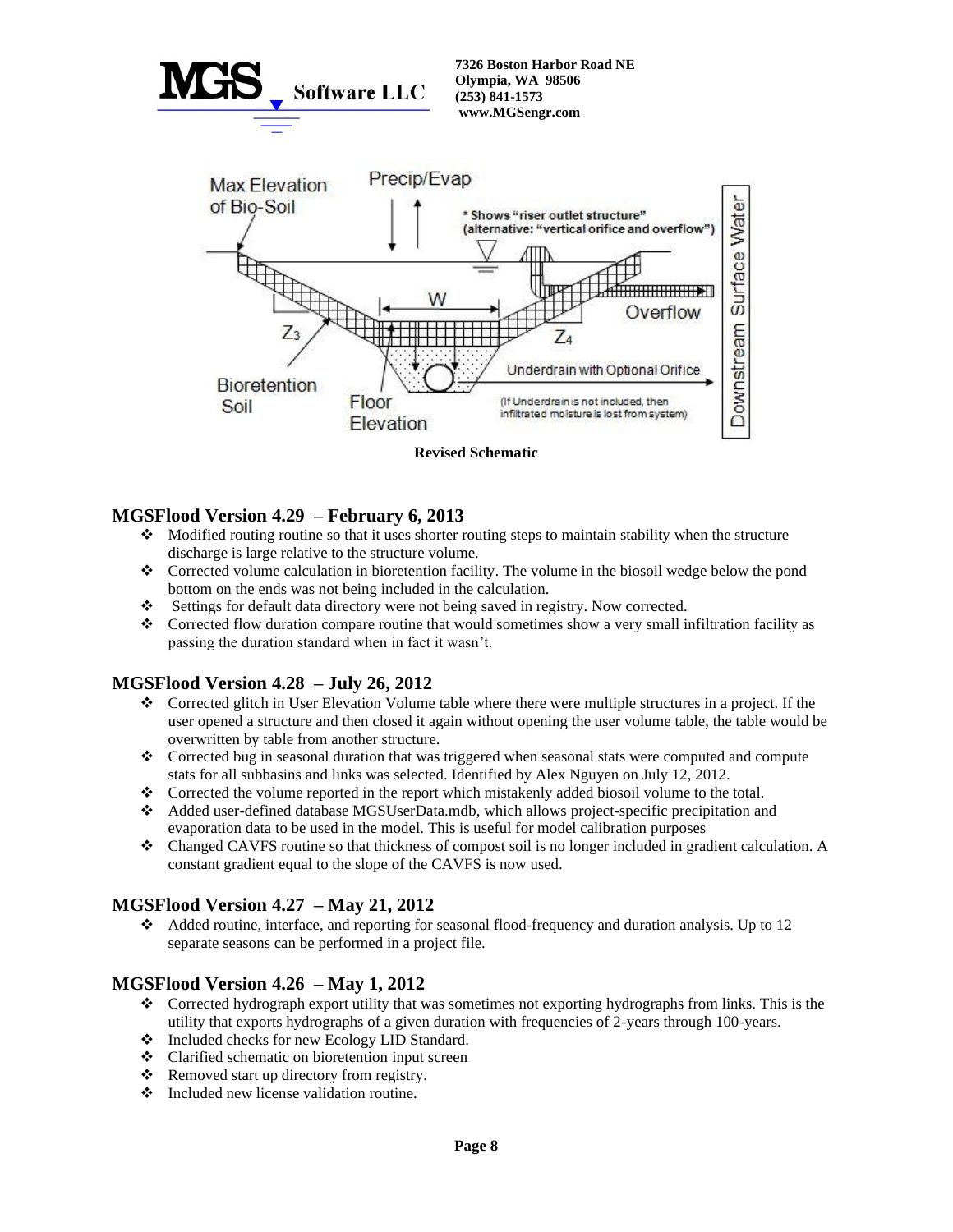Revised Schematic

## MGSFlood Version 4.29 – February 6, 2013

- Modified routing routine so that it uses shorter routing steps to maintain stability when the structure discharge is large relative to the structure volume.
- Corrected volume calculation in bioretention facility. The volume in the biosoil wedge below the pond bottom on the ends was not being included in the calculation.
- Settings for default data directory were not being saved in registry. Now corrected.
- Corrected flow duration compare routine that would sometimes show a very small infiltration facility as passing the duration standard when in fact it wasn't.

## MGSFlood Version 4.28 – July 26, 2012

- Corrected glitch in User Elevation Volume table where there were multiple structures in a project. If the user opened a structure and then closed it again without opening the user volume table, the table would be overwritten by table from another structure.
- Corrected bug in seasonal duration that was triggered when seasonal stats were computed and compute stats for all subbasins and links was selected. Identified by Alex Nguyen on July 12, 2012.
- Corrected the volume reported in the report which mistakenly added biosoil volume to the total.
- Added user-defined database MGSUserData.mdb, which allows project-specific precipitation and evaporation data to be used in the model. This is useful for model calibration purposes
- Changed CAVFS routine so that thickness of compost soil is no longer included in gradient calculation. A constant gradient equal to the slope of the CAVFS is now used.

## MGSFlood Version 4.27 – May 21, 2012

- Added routine, interface, and reporting for seasonal flood-frequency and duration analysis. Up to 12 separate seasons can be performed in a project file.

## MGSFlood Version 4.26 – May 1, 2012

- Corrected hydrograph export utility that was sometimes not exporting hydrographs from links. This is the utility that exports hydrographs of a given duration with frequencies of 2-years through 100-years.
- Included checks for new Ecology LID Standard.
- Clarified schematic on bioretention input screen
- Removed start up directory from registry.
- Included new license validation routine.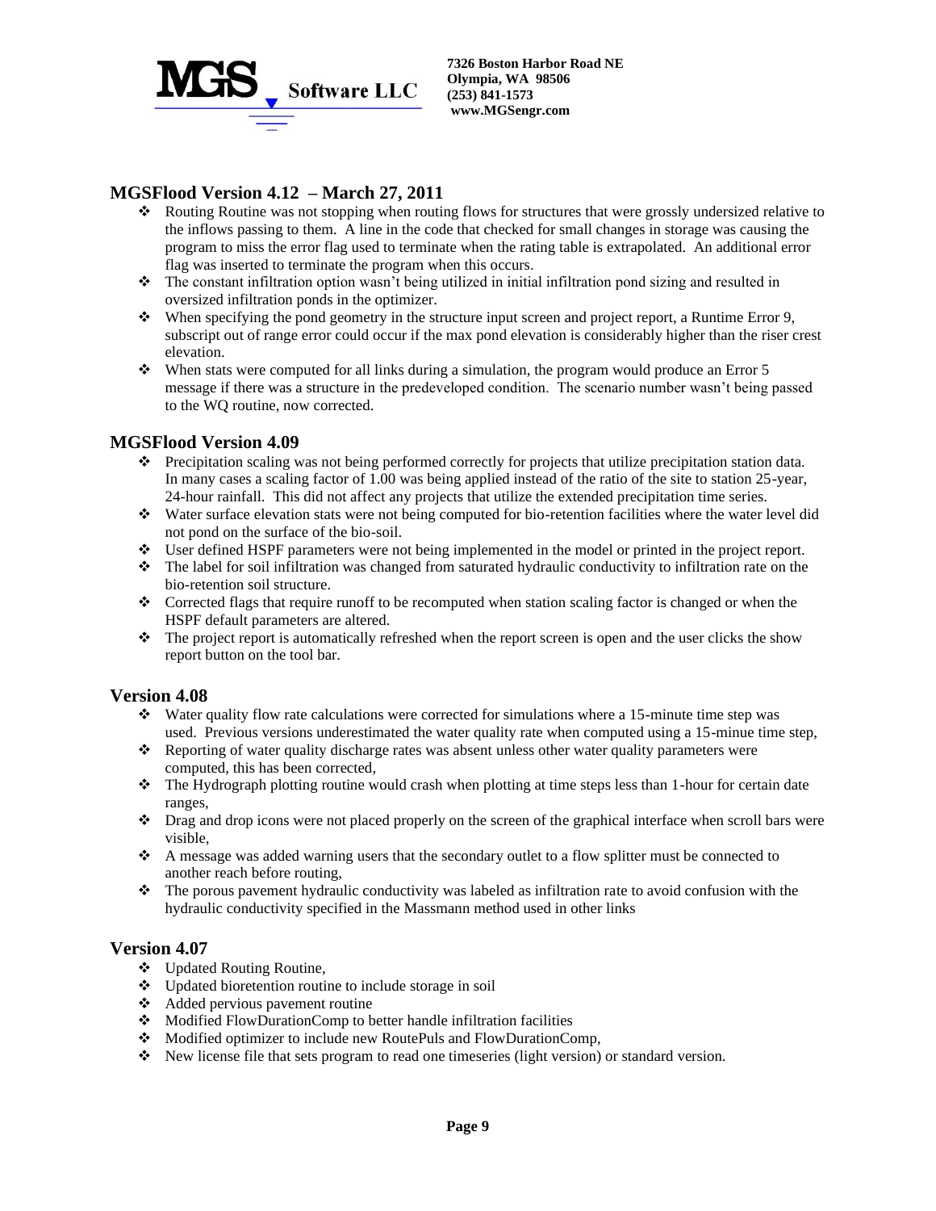## MGSFlood Version 4.12 – March 27, 2011

- ❖ Routing Routine was not stopping when routing flows for structures that were grossly undersized relative to the inflows passing to them. A line in the code that checked for small changes in storage was causing the program to miss the error flag used to terminate when the rating table is extrapolated. An additional error flag was inserted to terminate the program when this occurs.
- ❖ The constant infiltration option wasn't being utilized in initial infiltration pond sizing and resulted in oversized infiltration ponds in the optimizer.
- ❖ When specifying the pond geometry in the structure input screen and project report, a Runtime Error 9, subscript out of range error could occur if the max pond elevation is considerably higher than the riser crest elevation.
- ❖ When stats were computed for all links during a simulation, the program would produce an Error 5 message if there was a structure in the predeveloped condition. The scenario number wasn't being passed to the WQ routine, now corrected.

## MGSFlood Version 4.09

- ❖ Precipitation scaling was not being performed correctly for projects that utilize precipitation station data. In many cases a scaling factor of 1.00 was being applied instead of the ratio of the site to station 25-year, 24-hour rainfall. This did not affect any projects that utilize the extended precipitation time series.
- ❖ Water surface elevation stats were not being computed for bio-retention facilities where the water level did not pond on the surface of the bio-soil.
- ❖ User defined HSPF parameters were not being implemented in the model or printed in the project report.
- ❖ The label for soil infiltration was changed from saturated hydraulic conductivity to infiltration rate on the bio-retention soil structure.
- ❖ Corrected flags that require runoff to be recomputed when station scaling factor is changed or when the HSPF default parameters are altered.
- ❖ The project report is automatically refreshed when the report screen is open and the user clicks the show report button on the tool bar.

## Version 4.08

- ❖ Water quality flow rate calculations were corrected for simulations where a 15-minute time step was used. Previous versions underestimated the water quality rate when computed using a 15-minue time step,
- ❖ Reporting of water quality discharge rates was absent unless other water quality parameters were computed, this has been corrected,
- ❖ The Hydrograph plotting routine would crash when plotting at time steps less than 1-hour for certain date ranges,
- ❖ Drag and drop icons were not placed properly on the screen of the graphical interface when scroll bars were visible,
- ❖ A message was added warning users that the secondary outlet to a flow splitter must be connected to another reach before routing,
- ❖ The porous pavement hydraulic conductivity was labeled as infiltration rate to avoid confusion with the hydraulic conductivity specified in the Massmann method used in other links

## Version 4.07

- ❖ Updated Routing Routine,
- ❖ Updated bioretention routine to include storage in soil
- ❖ Added pervious pavement routine
- ❖ Modified FlowDurationComp to better handle infiltration facilities
- ❖ Modified optimizer to include new RoutePuls and FlowDurationComp,
- ❖ New license file that sets program to read one timeseries (light version) or standard version.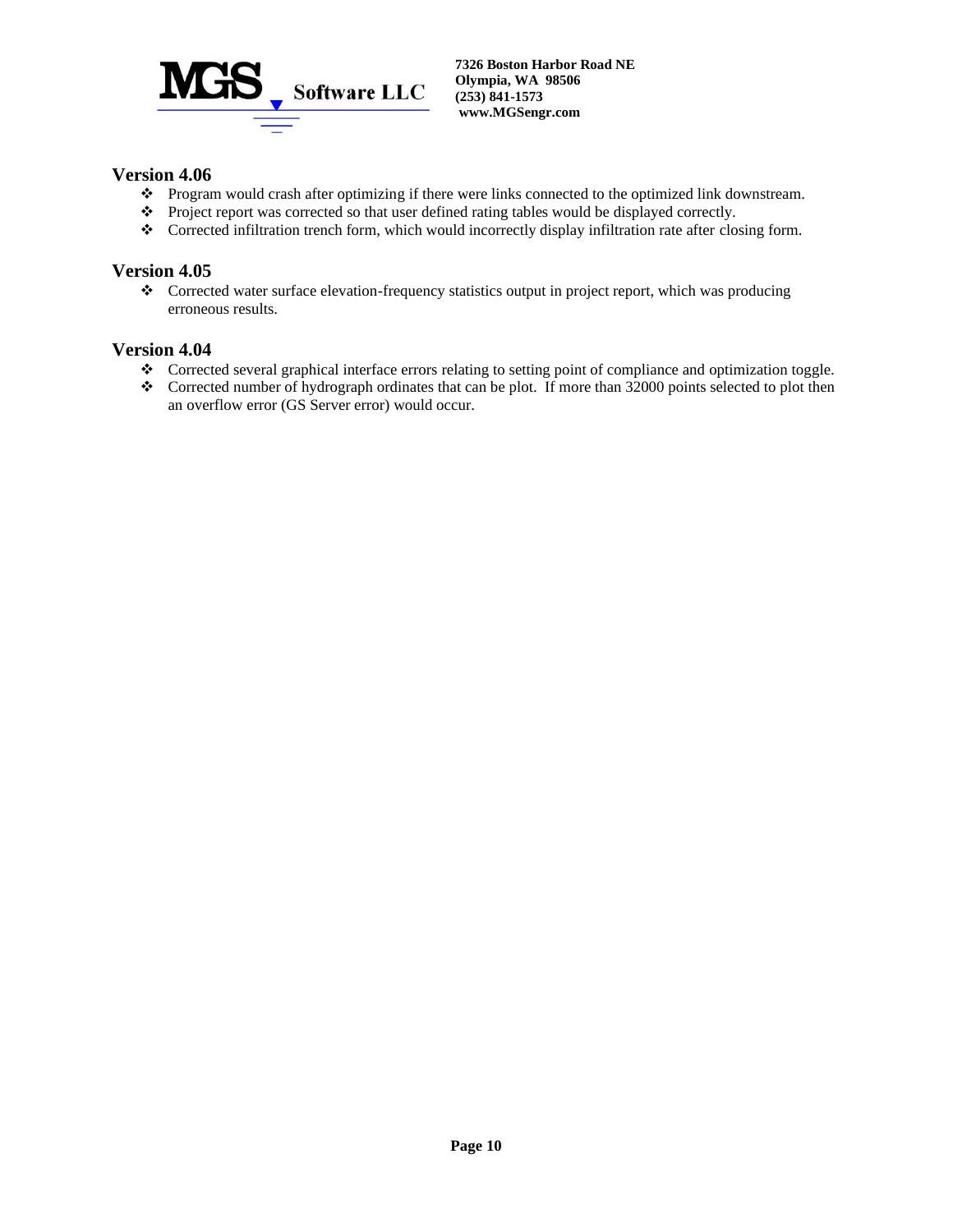## Version 4.06

- Program would crash after optimizing if there were links connected to the optimized link downstream.
- Project report was corrected so that user defined rating tables would be displayed correctly.
- Corrected infiltration trench form, which would incorrectly display infiltration rate after closing form.

## Version 4.05

- Corrected water surface elevation-frequency statistics output in project report, which was producing erroneous results.

## Version 4.04

- Corrected several graphical interface errors relating to setting point of compliance and optimization toggle.
- Corrected number of hydrograph ordinates that can be plot. If more than 32000 points selected to plot then an overflow error (GS Server error) would occur.